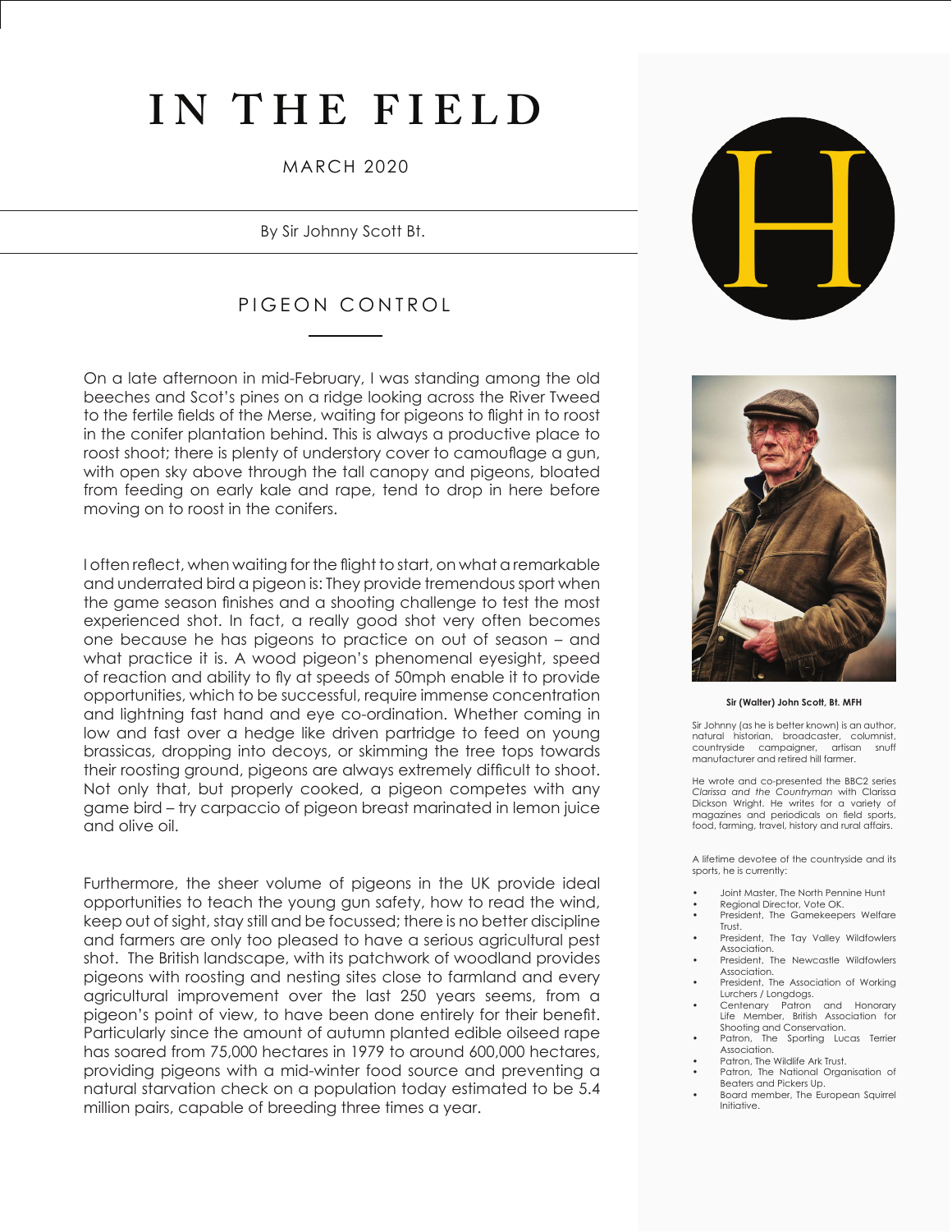# IN THE FIELD

MARCH 2020

By Sir Johnny Scott Bt.

## PIGEON CONTROL

On a late afternoon in mid-February, I was standing among the old beeches and Scot's pines on a ridge looking across the River Tweed to the fertile fields of the Merse, waiting for pigeons to flight in to roost in the conifer plantation behind. This is always a productive place to roost shoot; there is plenty of understory cover to camouflage a gun, with open sky above through the tall canopy and pigeons, bloated from feeding on early kale and rape, tend to drop in here before moving on to roost in the conifers.

I often reflect, when waiting for the flight to start, on what a remarkable and underrated bird a pigeon is: They provide tremendous sport when the game season finishes and a shooting challenge to test the most experienced shot. In fact, a really good shot very often becomes one because he has pigeons to practice on out of season – and what practice it is. A wood pigeon's phenomenal eyesight, speed of reaction and ability to fly at speeds of 50mph enable it to provide opportunities, which to be successful, require immense concentration and lightning fast hand and eye co-ordination. Whether coming in low and fast over a hedge like driven partridge to feed on young brassicas, dropping into decoys, or skimming the tree tops towards their roosting ground, pigeons are always extremely difficult to shoot. Not only that, but properly cooked, a pigeon competes with any game bird – try carpaccio of pigeon breast marinated in lemon juice and olive oil.

Furthermore, the sheer volume of pigeons in the UK provide ideal opportunities to teach the young gun safety, how to read the wind, keep out of sight, stay still and be focussed; there is no better discipline and farmers are only too pleased to have a serious agricultural pest shot. The British landscape, with its patchwork of woodland provides pigeons with roosting and nesting sites close to farmland and every agricultural improvement over the last 250 years seems, from a pigeon's point of view, to have been done entirely for their benefit. Particularly since the amount of autumn planted edible oilseed rape has soared from 75,000 hectares in 1979 to around 600,000 hectares, providing pigeons with a mid-winter food source and preventing a natural starvation check on a population today estimated to be 5.4 million pairs, capable of breeding three times a year.

**Sir (Walter) John Scott, Bt. MFH**

Sir Johnny (as he is better known) is an author, natural historian, broadcaster, columnist, countryside campaigner, artisan snuff manufacturer and retired hill farmer.

He wrote and co-presented the BBC2 series *Clarissa and the Countryman* with Clarissa Dickson Wright. He writes for a variety of magazines and periodicals on field sports, food, farming, travel, history and rural affairs.

A lifetime devotee of the countryside and its sports, he is currently:

- Joint Master, The North Pennine Hunt
- Regional Director, Vote OK.
- President, The Gamekeepers Welfare Trust.
- President, The Tay Valley Wildfowlers Association.
- President, The Newcastle Wildfowlers Association.
- President, The Association of Working Lurchers / Longdogs.
- Centenary Patron and Honorary Life Member, British Association for Shooting and Conservation.
- Patron, The Sporting Lucas Terrier Association.
- Patron, The Wildlife Ark Trust.
- Patron, The National Organisation of Beaters and Pickers Up.
- Board member, The European Squirrel Initiative.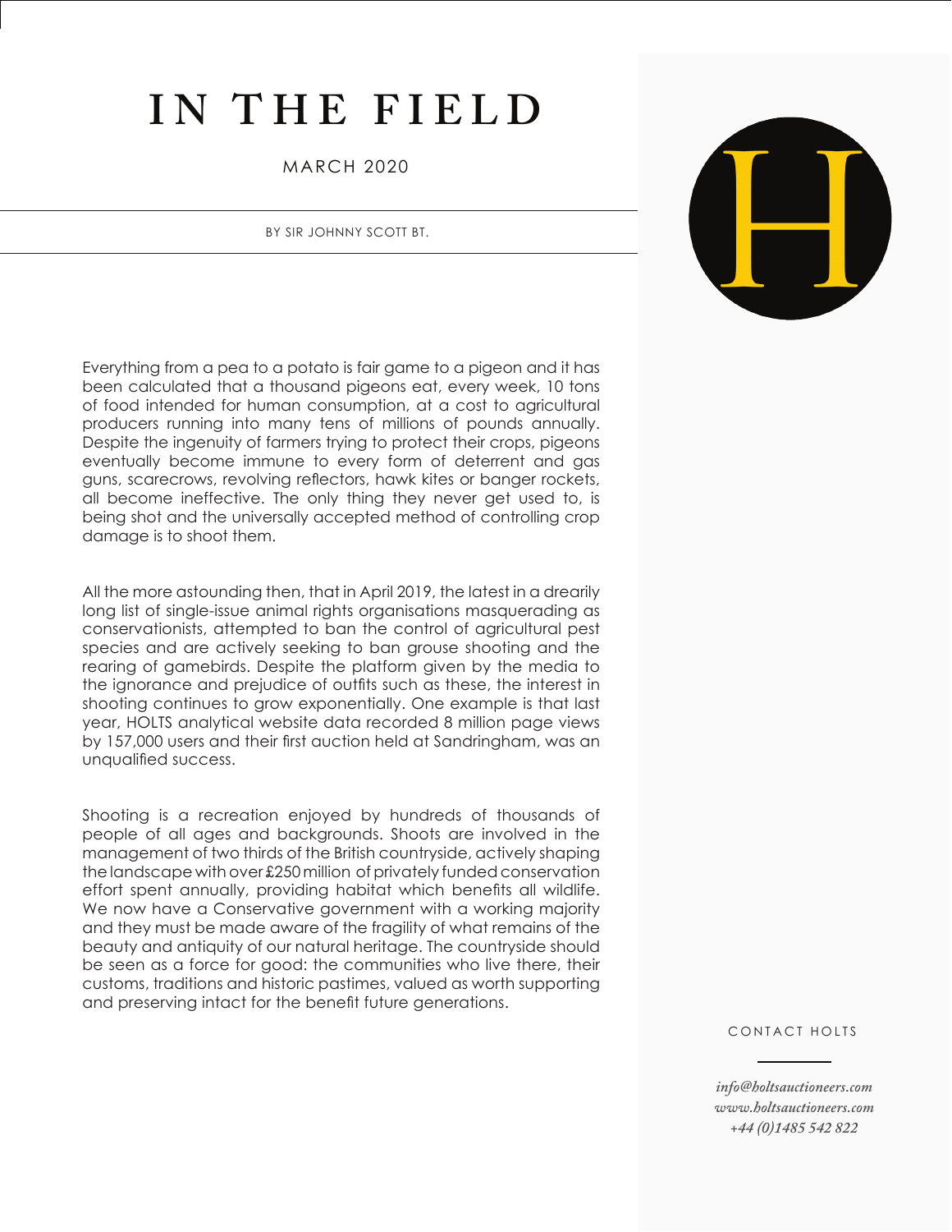# IN THE FIELD

MARCH 2020

BY SIR JOHNNY SCOTT BT.

Everything from a pea to a potato is fair game to a pigeon and it has been calculated that a thousand pigeons eat, every week, 10 tons of food intended for human consumption, at a cost to agricultural producers running into many tens of millions of pounds annually. Despite the ingenuity of farmers trying to protect their crops, pigeons eventually become immune to every form of deterrent and gas guns, scarecrows, revolving reflectors, hawk kites or banger rockets, all become ineffective. The only thing they never get used to, is being shot and the universally accepted method of controlling crop damage is to shoot them.

All the more astounding then, that in April 2019, the latest in a drearily long list of single-issue animal rights organisations masquerading as conservationists, attempted to ban the control of agricultural pest species and are actively seeking to ban grouse shooting and the rearing of gamebirds. Despite the platform given by the media to the ignorance and prejudice of outfits such as these, the interest in shooting continues to grow exponentially. One example is that last year, HOLTS analytical website data recorded 8 million page views by 157,000 users and their first auction held at Sandringham, was an unqualified success.

Shooting is a recreation enjoyed by hundreds of thousands of people of all ages and backgrounds. Shoots are involved in the management of two thirds of the British countryside, actively shaping the landscape with over £250 million of privately funded conservation effort spent annually, providing habitat which benefits all wildlife. We now have a Conservative government with a working majority and they must be made aware of the fragility of what remains of the beauty and antiquity of our natural heritage. The countryside should be seen as a force for good: the communities who live there, their customs, traditions and historic pastimes, valued as worth supporting and preserving intact for the benefit future generations.

CONTACT HOLTS

*info@holtsauctioneers.com*
*www.holtsauctioneers.com*
*+44 (0)1485 542 822*